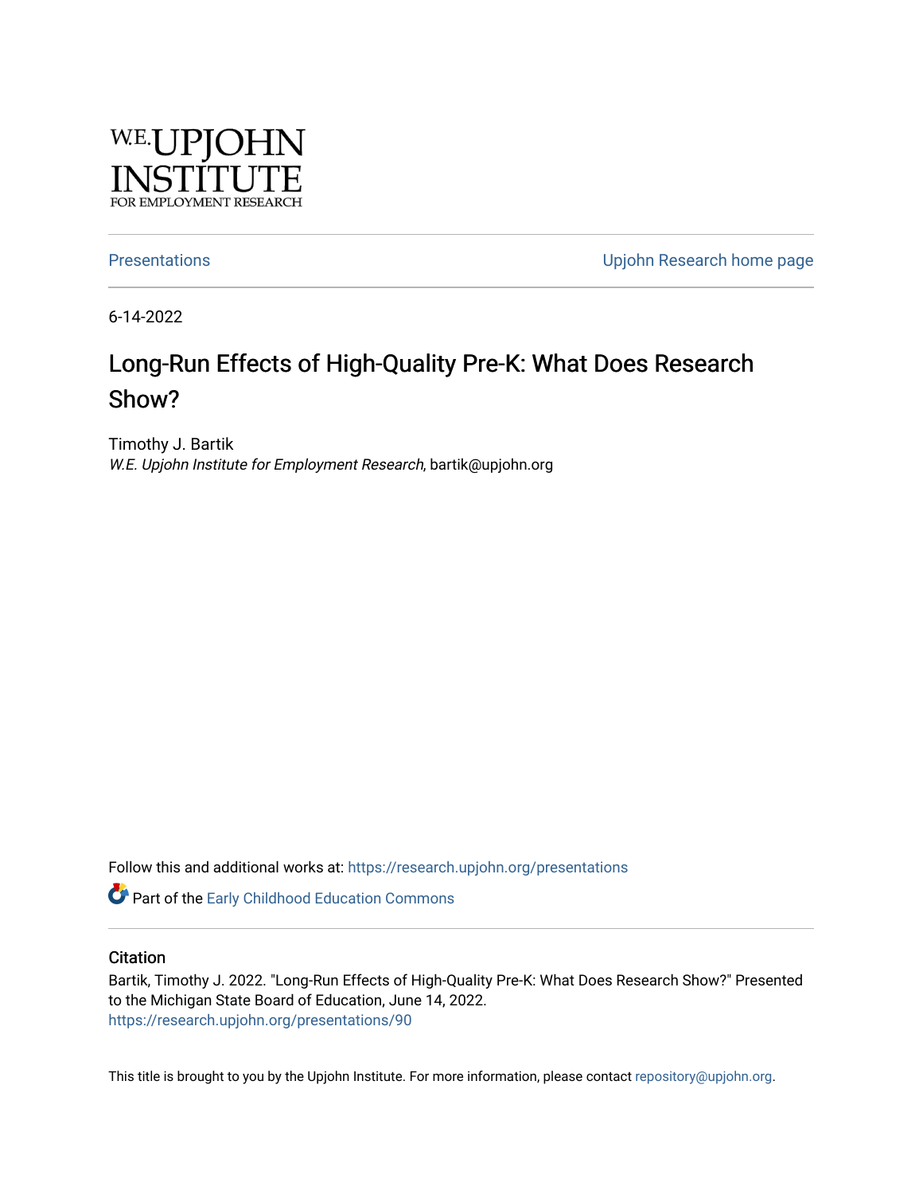W.E. UPJOHN INSTITUTE FOR EMPLOYMENT RESEARCH

Presentations | Upjohn Research home page

6-14-2022

# Long-Run Effects of High-Quality Pre-K: What Does Research Show?

Timothy J. Bartik
*W.E. Upjohn Institute for Employment Research*, bartik@upjohn.org

Follow this and additional works at: https://research.upjohn.org/presentations

Part of the Early Childhood Education Commons

## Citation

Bartik, Timothy J. 2022. "Long-Run Effects of High-Quality Pre-K: What Does Research Show?" Presented to the Michigan State Board of Education, June 14, 2022.
https://research.upjohn.org/presentations/90

This title is brought to you by the Upjohn Institute. For more information, please contact repository@upjohn.org.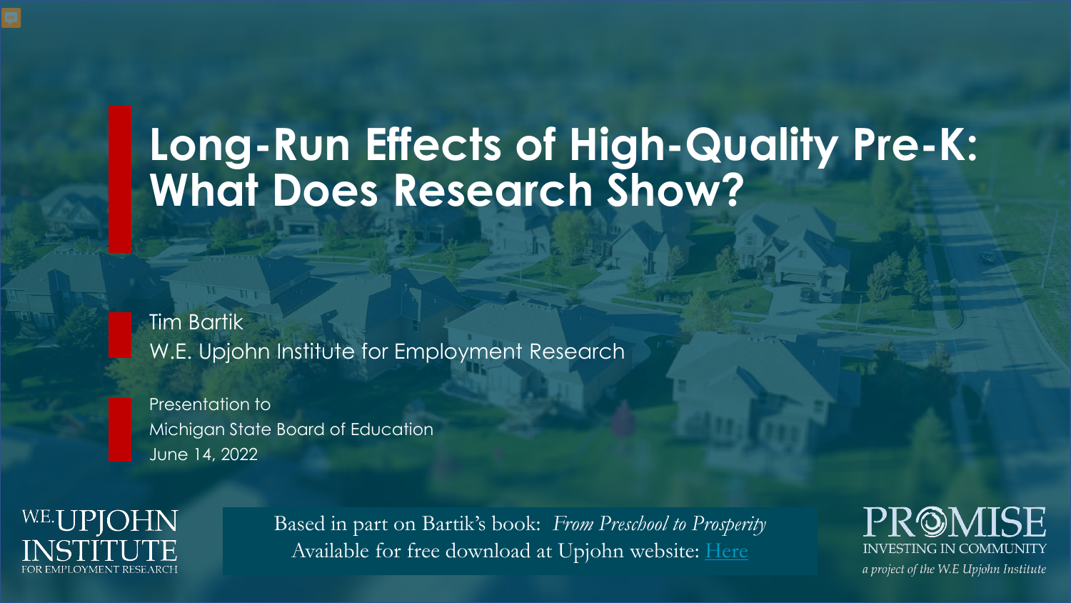# Long-Run Effects of High-Quality Pre-K: What Does Research Show?

Tim Bartik
W.E. Upjohn Institute for Employment Research

Presentation to
Michigan State Board of Education
June 14, 2022

W.E. UPJOHN INSTITUTE FOR EMPLOYMENT RESEARCH

Based in part on Bartik's book: *From Preschool to Prosperity*
Available for free download at Upjohn website: Here

PROMISE
INVESTING IN COMMUNITY
*a project of the W.E Upjohn Institute*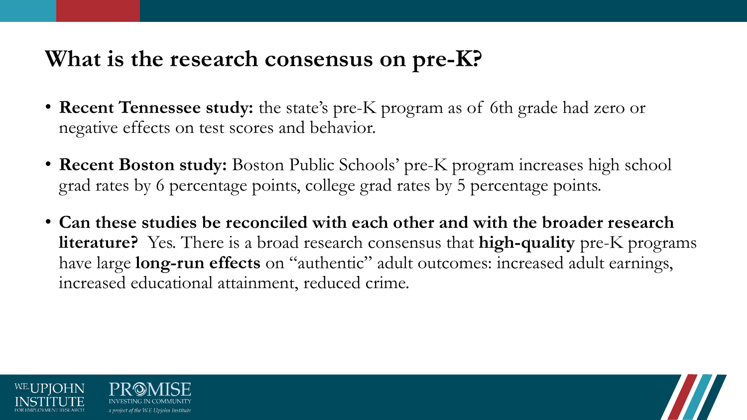# What is the research consensus on pre-K?

- **Recent Tennessee study:** the state's pre-K program as of 6th grade had zero or negative effects on test scores and behavior.
- **Recent Boston study:** Boston Public Schools' pre-K program increases high school grad rates by 6 percentage points, college grad rates by 5 percentage points.
- **Can these studies be reconciled with each other and with the broader research literature?** Yes. There is a broad research consensus that **high-quality** pre-K programs have large **long-run effects** on "authentic" adult outcomes: increased adult earnings, increased educational attainment, reduced crime.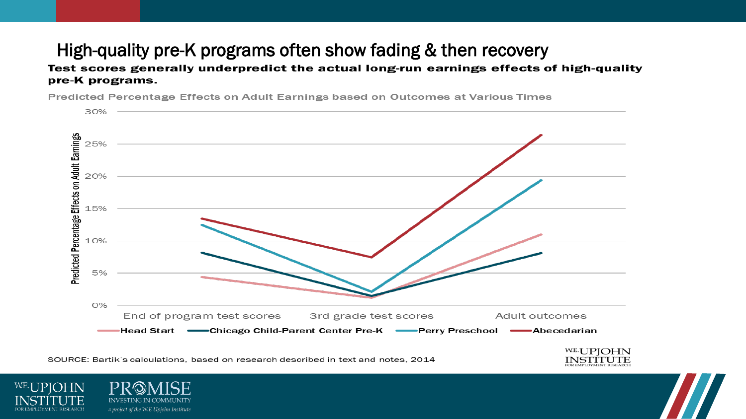# High-quality pre-K programs often show fading & then recovery

**Test scores generally underpredict the actual long-run earnings effects of high-quality pre-K programs.**

Predicted Percentage Effects on Adult Earnings based on Outcomes at Various Times

SOURCE: Bartik's calculations, based on research described in text and notes, 2014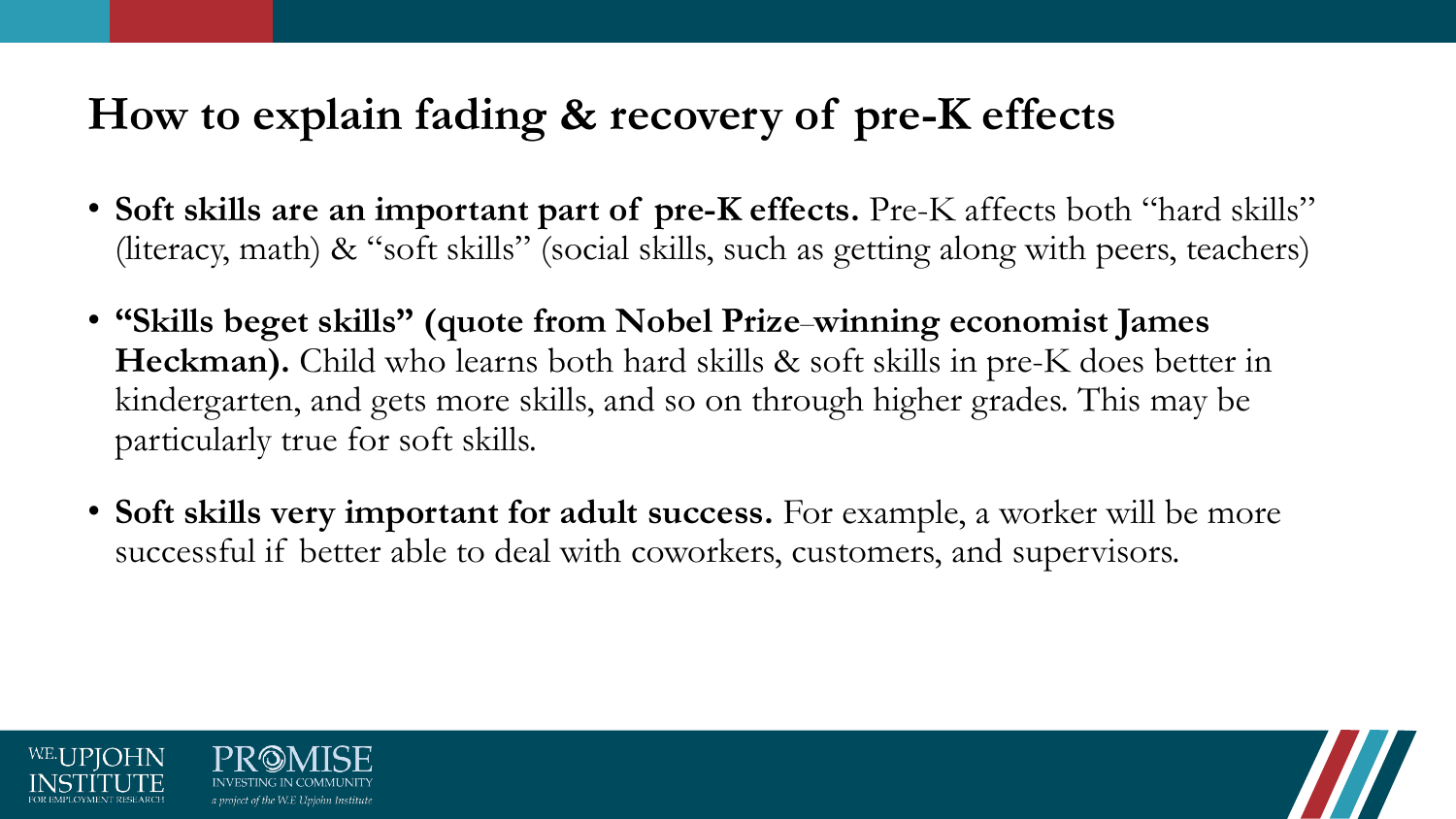## How to explain fading & recovery of pre-K effects

- **Soft skills are an important part of pre-K effects.** Pre-K affects both "hard skills" (literacy, math) & "soft skills" (social skills, such as getting along with peers, teachers)
- **"Skills beget skills" (quote from Nobel Prize–winning economist James Heckman).** Child who learns both hard skills & soft skills in pre-K does better in kindergarten, and gets more skills, and so on through higher grades. This may be particularly true for soft skills.
- **Soft skills very important for adult success.** For example, a worker will be more successful if better able to deal with coworkers, customers, and supervisors.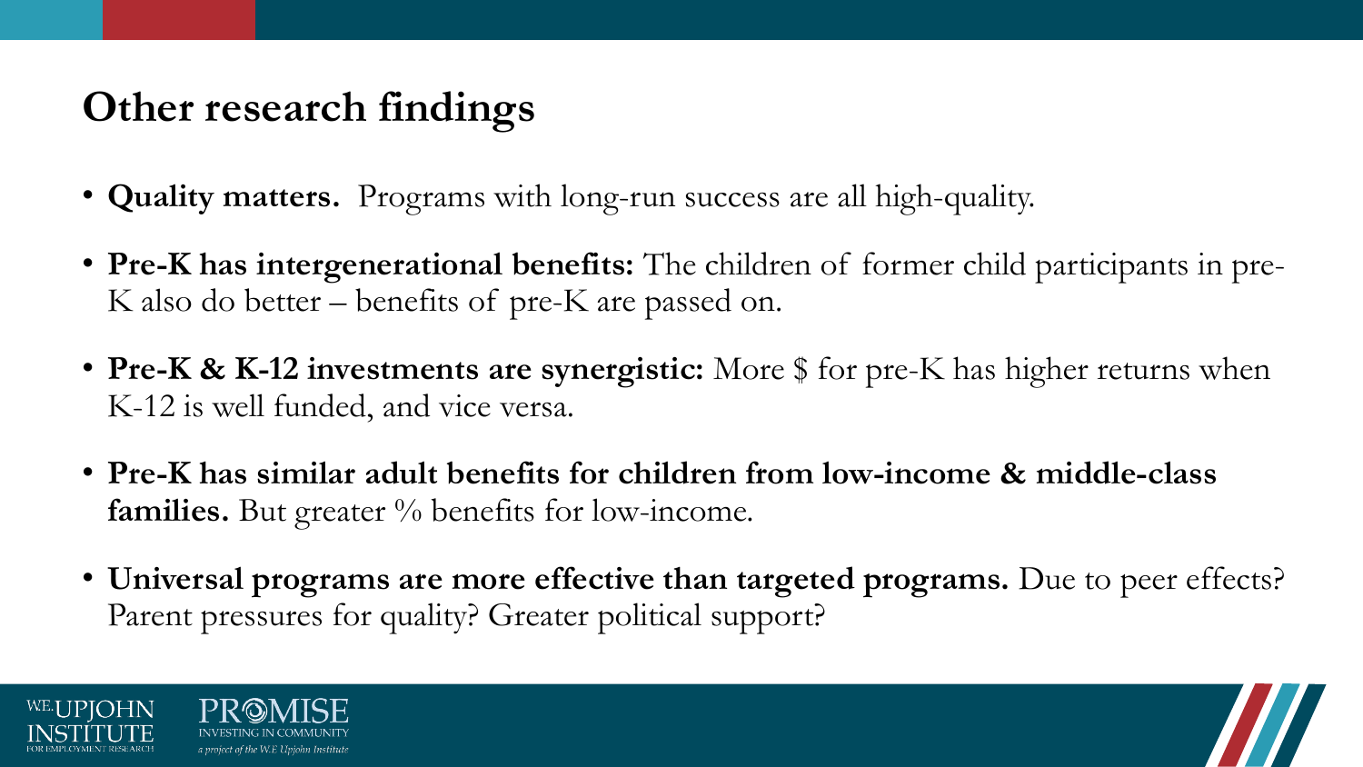# Other research findings

- **Quality matters.** Programs with long-run success are all high-quality.
- **Pre-K has intergenerational benefits:** The children of former child participants in pre-K also do better – benefits of pre-K are passed on.
- **Pre-K & K-12 investments are synergistic:** More $ for pre-K has higher returns when K-12 is well funded, and vice versa.
- **Pre-K has similar adult benefits for children from low-income & middle-class families.** But greater % benefits for low-income.
- **Universal programs are more effective than targeted programs.** Due to peer effects? Parent pressures for quality? Greater political support?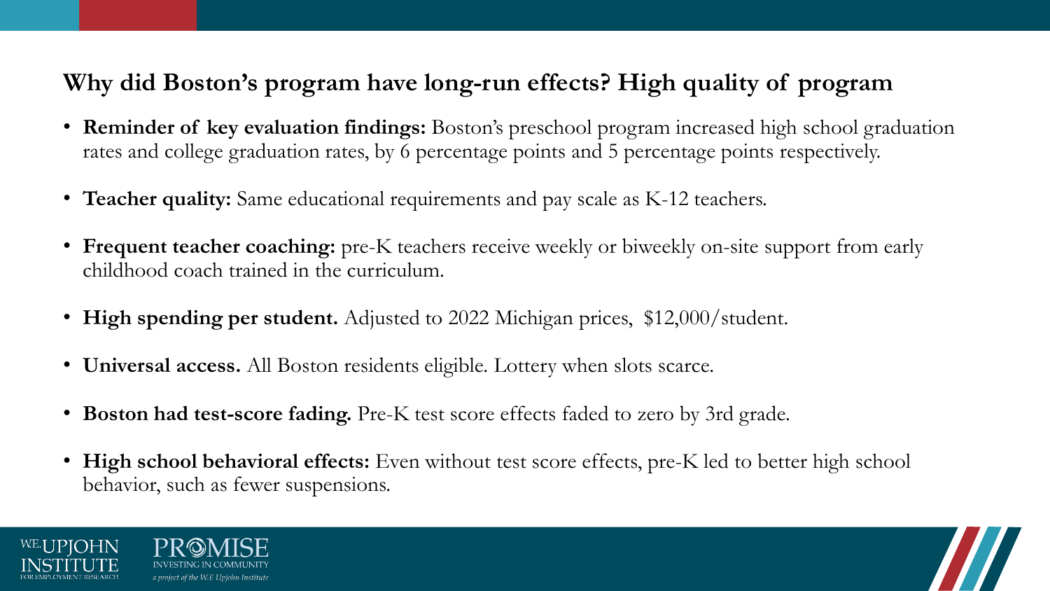## Why did Boston's program have long-run effects? High quality of program

- **Reminder of key evaluation findings:** Boston's preschool program increased high school graduation rates and college graduation rates, by 6 percentage points and 5 percentage points respectively.
- **Teacher quality:** Same educational requirements and pay scale as K-12 teachers.
- **Frequent teacher coaching:** pre-K teachers receive weekly or biweekly on-site support from early childhood coach trained in the curriculum.
- **High spending per student.** Adjusted to 2022 Michigan prices, $12,000/student.
- **Universal access.** All Boston residents eligible. Lottery when slots scarce.
- **Boston had test-score fading.** Pre-K test score effects faded to zero by 3rd grade.
- **High school behavioral effects:** Even without test score effects, pre-K led to better high school behavior, such as fewer suspensions.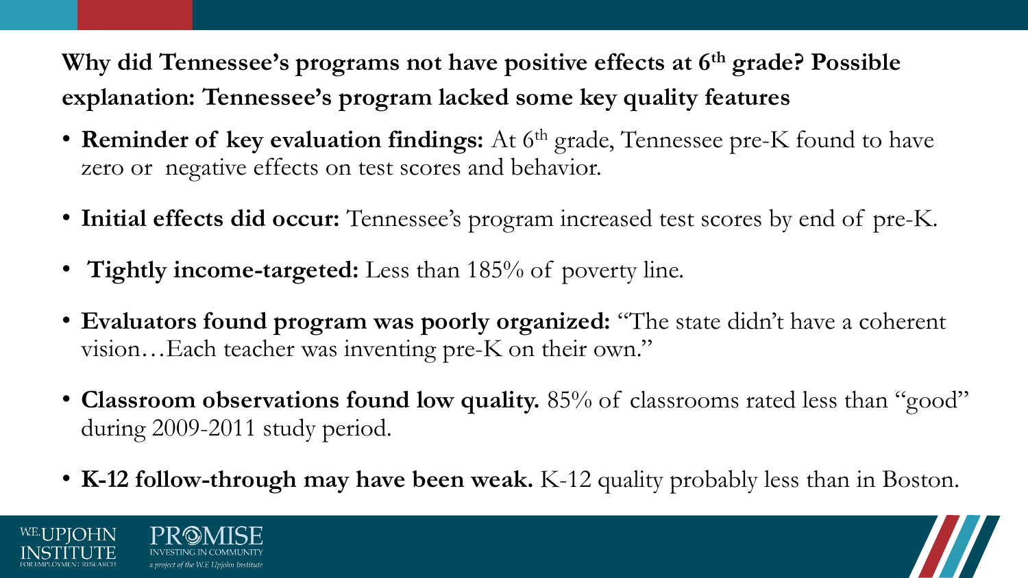## Why did Tennessee's programs not have positive effects at 6th grade? Possible explanation: Tennessee's program lacked some key quality features

- **Reminder of key evaluation findings:** At 6th grade, Tennessee pre-K found to have zero or negative effects on test scores and behavior.
- **Initial effects did occur:** Tennessee's program increased test scores by end of pre-K.
- **Tightly income-targeted:** Less than 185% of poverty line.
- **Evaluators found program was poorly organized:** "The state didn't have a coherent vision…Each teacher was inventing pre-K on their own."
- **Classroom observations found low quality.** 85% of classrooms rated less than "good" during 2009-2011 study period.
- **K-12 follow-through may have been weak.** K-12 quality probably less than in Boston.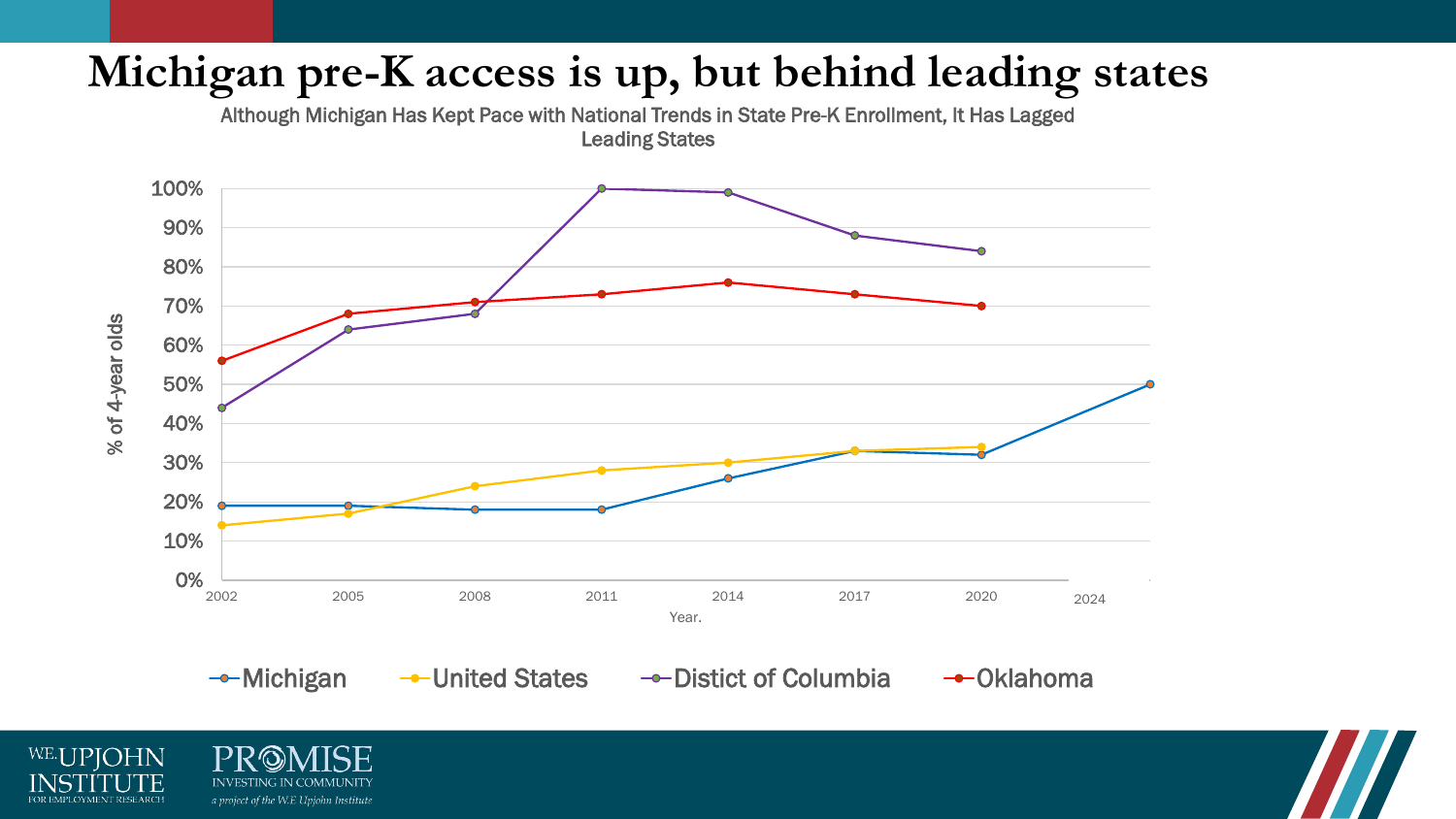# Michigan pre-K access is up, but behind leading states

Although Michigan Has Kept Pace with National Trends in State Pre-K Enrollment, It Has Lagged Leading States

| Year | Michigan | United States | Distict of Columbia | Oklahoma |
|---|---|---|---|---|
| 2002 | 19% | 14% | 44% | 56% |
| 2005 | 19% | 17% | 64% | 68% |
| 2008 | 18% | 24% | 68% | 71% |
| 2011 | 18% | 28% | 100% | 73% |
| 2014 | 26% | 30% | 99% | 76% |
| 2017 | 33% | 33% | 88% | 73% |
| 2020 | 32% | 34% | 84% | 70% |
| 2024 | 50% | | | |

Y-axis: % of 4-year olds; X-axis: Year.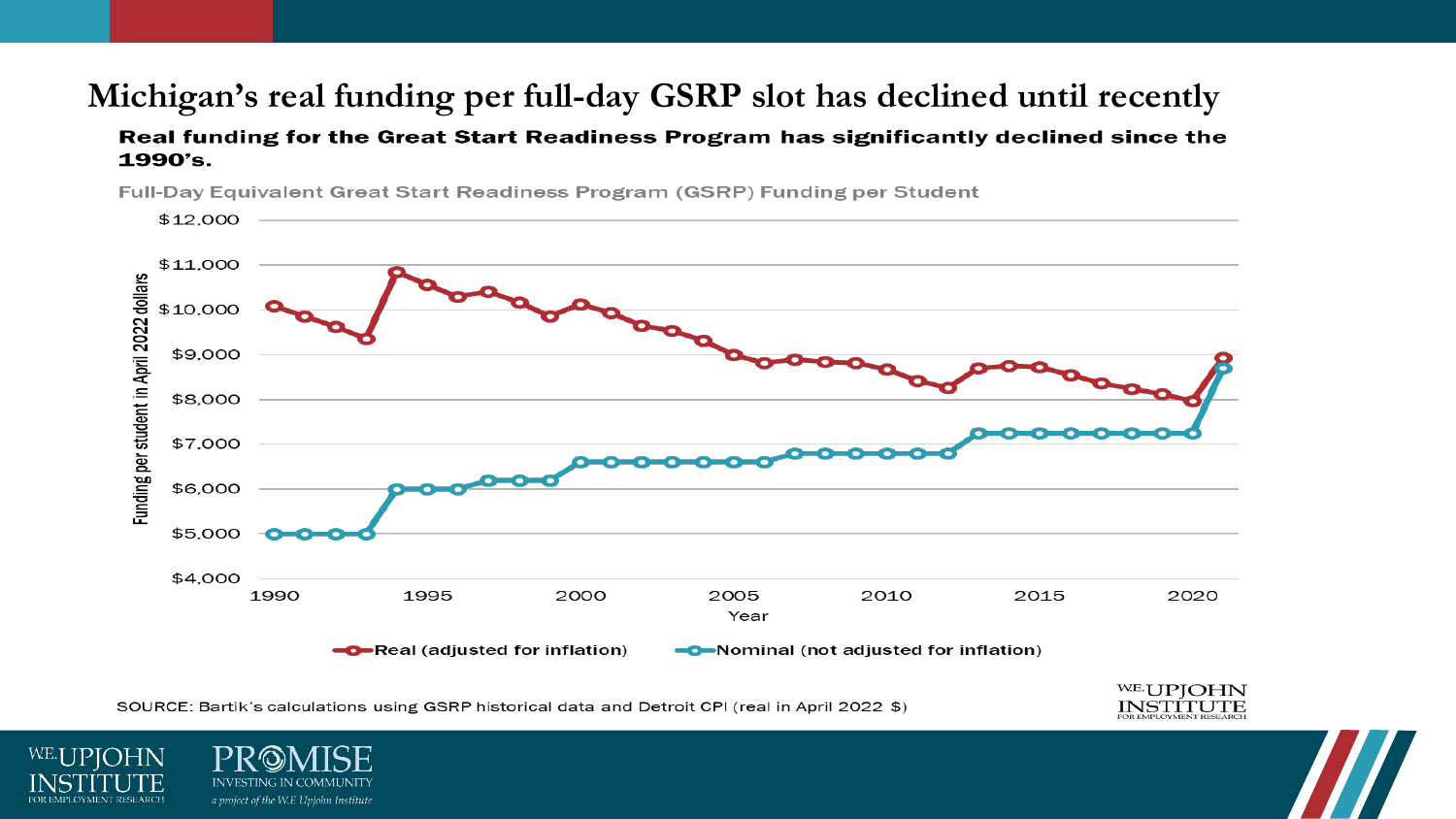# Michigan's real funding per full-day GSRP slot has declined until recently

**Real funding for the Great Start Readiness Program has significantly declined since the 1990's.**

Full-Day Equivalent Great Start Readiness Program (GSRP) Funding per Student

Funding per student in April 2022 dollars

$12,000
$11,000
$10,000
$9,000
$8,000
$7,000
$6,000
$5,000
$4,000

1990 1995 2000 2005 2010 2015 2020

Year

Real (adjusted for inflation) Nominal (not adjusted for inflation)

SOURCE: Bartik's calculations using GSRP historical data and Detroit CPI (real in April 2022 $)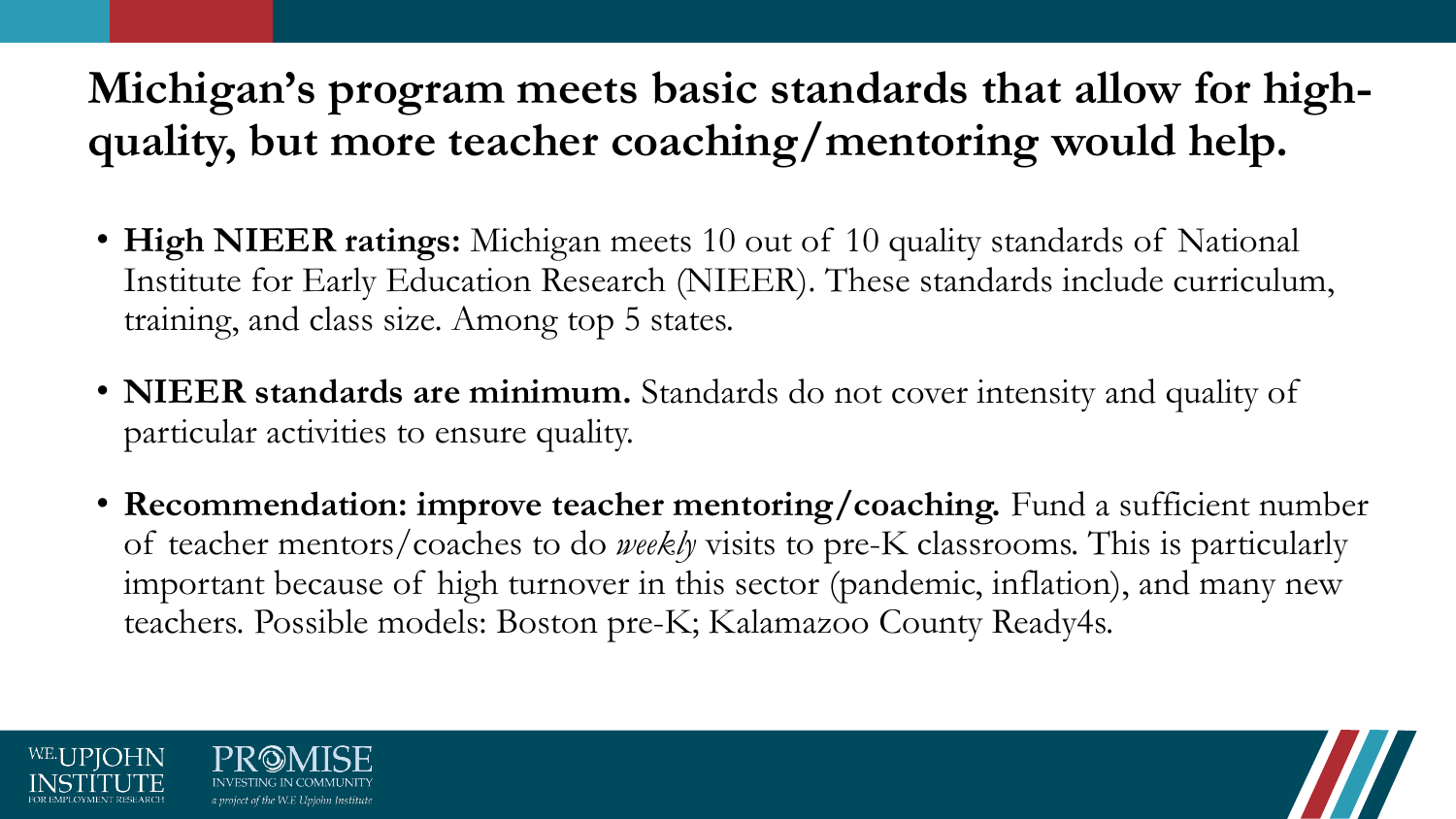# Michigan's program meets basic standards that allow for high-quality, but more teacher coaching/mentoring would help.

- **High NIEER ratings:** Michigan meets 10 out of 10 quality standards of National Institute for Early Education Research (NIEER). These standards include curriculum, training, and class size. Among top 5 states.
- **NIEER standards are minimum.** Standards do not cover intensity and quality of particular activities to ensure quality.
- **Recommendation: improve teacher mentoring/coaching.** Fund a sufficient number of teacher mentors/coaches to do *weekly* visits to pre-K classrooms. This is particularly important because of high turnover in this sector (pandemic, inflation), and many new teachers. Possible models: Boston pre-K; Kalamazoo County Ready4s.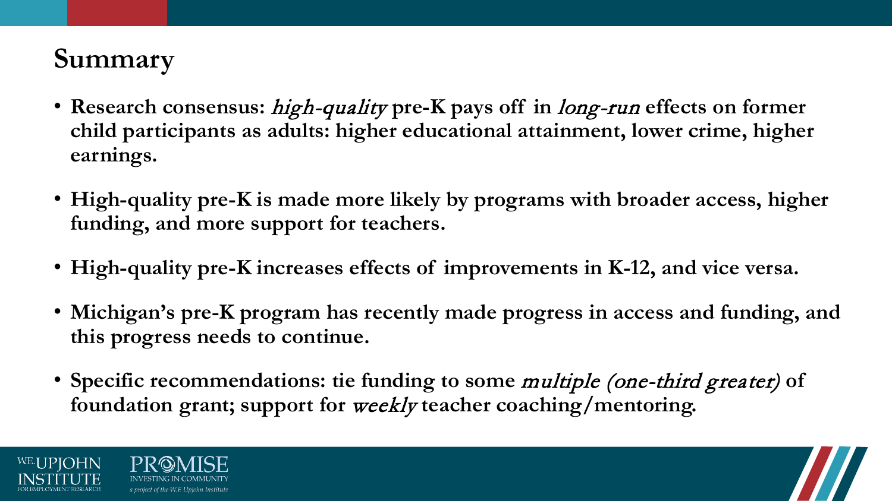# Summary

- **Research consensus: *high-quality* pre-K pays off in *long-run* effects on former child participants as adults: higher educational attainment, lower crime, higher earnings.**

- **High-quality pre-K is made more likely by programs with broader access, higher funding, and more support for teachers.**

- **High-quality pre-K increases effects of improvements in K-12, and vice versa.**

- **Michigan's pre-K program has recently made progress in access and funding, and this progress needs to continue.**

- **Specific recommendations: tie funding to some *multiple (one-third greater)* of foundation grant; support for *weekly* teacher coaching/mentoring.**